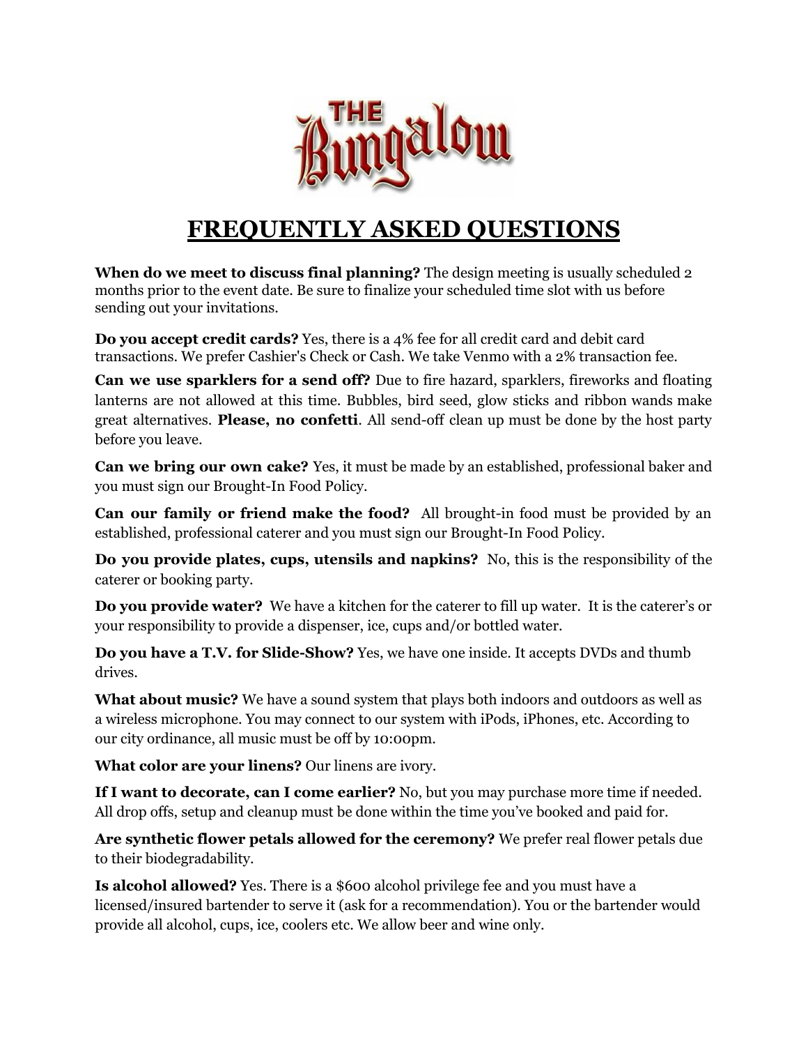# THE Bungalow

## FREQUENTLY ASKED QUESTIONS

**When do we meet to discuss final planning?** The design meeting is usually scheduled 2 months prior to the event date. Be sure to finalize your scheduled time slot with us before sending out your invitations.

**Do you accept credit cards?** Yes, there is a 4% fee for all credit card and debit card transactions. We prefer Cashier's Check or Cash. We take Venmo with a 2% transaction fee.

**Can we use sparklers for a send off?** Due to fire hazard, sparklers, fireworks and floating lanterns are not allowed at this time. Bubbles, bird seed, glow sticks and ribbon wands make great alternatives. **Please, no confetti**. All send-off clean up must be done by the host party before you leave.

**Can we bring our own cake?** Yes, it must be made by an established, professional baker and you must sign our Brought-In Food Policy.

**Can our family or friend make the food?** All brought-in food must be provided by an established, professional caterer and you must sign our Brought-In Food Policy.

**Do you provide plates, cups, utensils and napkins?** No, this is the responsibility of the caterer or booking party.

**Do you provide water?** We have a kitchen for the caterer to fill up water. It is the caterer's or your responsibility to provide a dispenser, ice, cups and/or bottled water.

**Do you have a T.V. for Slide-Show?** Yes, we have one inside. It accepts DVDs and thumb drives.

**What about music?** We have a sound system that plays both indoors and outdoors as well as a wireless microphone. You may connect to our system with iPods, iPhones, etc. According to our city ordinance, all music must be off by 10:00pm.

**What color are your linens?** Our linens are ivory.

**If I want to decorate, can I come earlier?** No, but you may purchase more time if needed. All drop offs, setup and cleanup must be done within the time you've booked and paid for.

**Are synthetic flower petals allowed for the ceremony?** We prefer real flower petals due to their biodegradability.

**Is alcohol allowed?** Yes. There is a $600 alcohol privilege fee and you must have a licensed/insured bartender to serve it (ask for a recommendation). You or the bartender would provide all alcohol, cups, ice, coolers etc. We allow beer and wine only.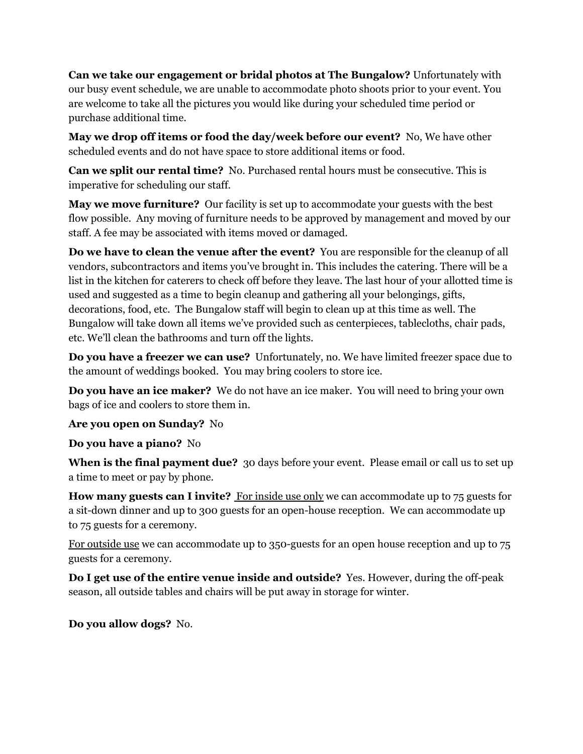**Can we take our engagement or bridal photos at The Bungalow?** Unfortunately with our busy event schedule, we are unable to accommodate photo shoots prior to your event. You are welcome to take all the pictures you would like during your scheduled time period or purchase additional time.

**May we drop off items or food the day/week before our event?** No, We have other scheduled events and do not have space to store additional items or food.

**Can we split our rental time?** No. Purchased rental hours must be consecutive. This is imperative for scheduling our staff.

**May we move furniture?** Our facility is set up to accommodate your guests with the best flow possible. Any moving of furniture needs to be approved by management and moved by our staff. A fee may be associated with items moved or damaged.

**Do we have to clean the venue after the event?** You are responsible for the cleanup of all vendors, subcontractors and items you've brought in. This includes the catering. There will be a list in the kitchen for caterers to check off before they leave. The last hour of your allotted time is used and suggested as a time to begin cleanup and gathering all your belongings, gifts, decorations, food, etc. The Bungalow staff will begin to clean up at this time as well. The Bungalow will take down all items we've provided such as centerpieces, tablecloths, chair pads, etc. We'll clean the bathrooms and turn off the lights.

**Do you have a freezer we can use?** Unfortunately, no. We have limited freezer space due to the amount of weddings booked. You may bring coolers to store ice.

**Do you have an ice maker?** We do not have an ice maker. You will need to bring your own bags of ice and coolers to store them in.

**Are you open on Sunday?** No

**Do you have a piano?** No

**When is the final payment due?** 30 days before your event. Please email or call us to set up a time to meet or pay by phone.

**How many guests can I invite?** <u>For inside use only</u> we can accommodate up to 75 guests for a sit-down dinner and up to 300 guests for an open-house reception. We can accommodate up to 75 guests for a ceremony.

<u>For outside use</u> we can accommodate up to 350-guests for an open house reception and up to 75 guests for a ceremony.

**Do I get use of the entire venue inside and outside?** Yes. However, during the off-peak season, all outside tables and chairs will be put away in storage for winter.

**Do you allow dogs?** No.